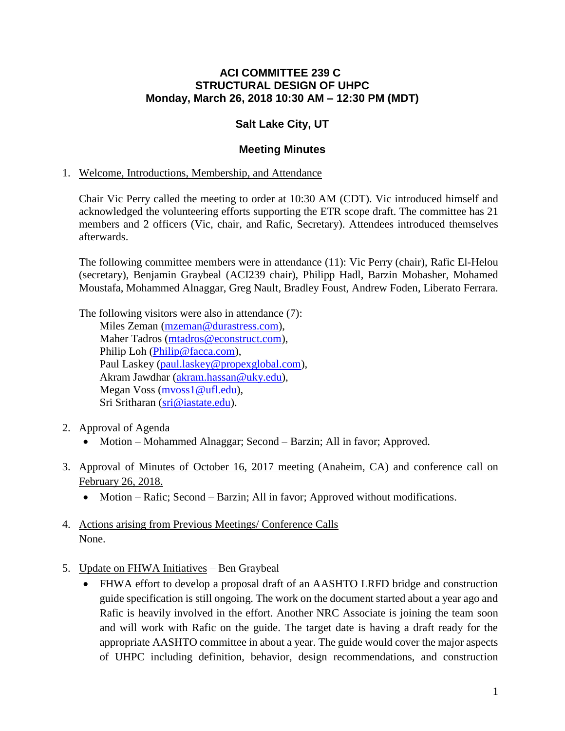# ACI COMMITTEE 239 C
# STRUCTURAL DESIGN OF UHPC
# Monday, March 26, 2018 10:30 AM – 12:30 PM (MDT)

## Salt Lake City, UT

## Meeting Minutes

1. Welcome, Introductions, Membership, and Attendance

   Chair Vic Perry called the meeting to order at 10:30 AM (CDT). Vic introduced himself and acknowledged the volunteering efforts supporting the ETR scope draft. The committee has 21 members and 2 officers (Vic, chair, and Rafic, Secretary). Attendees introduced themselves afterwards.

   The following committee members were in attendance (11): Vic Perry (chair), Rafic El-Helou (secretary), Benjamin Graybeal (ACI239 chair), Philipp Hadl, Barzin Mobasher, Mohamed Moustafa, Mohammed Alnaggar, Greg Nault, Bradley Foust, Andrew Foden, Liberato Ferrara.

   The following visitors were also in attendance (7):
   Miles Zeman (mzeman@durastress.com),
   Maher Tadros (mtadros@econstruct.com),
   Philip Loh (Philip@facca.com),
   Paul Laskey (paul.laskey@propexglobal.com),
   Akram Jawdhar (akram.hassan@uky.edu),
   Megan Voss (mvoss1@ufl.edu),
   Sri Sritharan (sri@iastate.edu).

2. Approval of Agenda
   - Motion – Mohammed Alnaggar; Second – Barzin; All in favor; Approved.

3. Approval of Minutes of October 16, 2017 meeting (Anaheim, CA) and conference call on February 26, 2018.
   - Motion – Rafic; Second – Barzin; All in favor; Approved without modifications.

4. Actions arising from Previous Meetings/ Conference Calls
   None.

5. Update on FHWA Initiatives – Ben Graybeal
   - FHWA effort to develop a proposal draft of an AASHTO LRFD bridge and construction guide specification is still ongoing. The work on the document started about a year ago and Rafic is heavily involved in the effort. Another NRC Associate is joining the team soon and will work with Rafic on the guide. The target date is having a draft ready for the appropriate AASHTO committee in about a year. The guide would cover the major aspects of UHPC including definition, behavior, design recommendations, and construction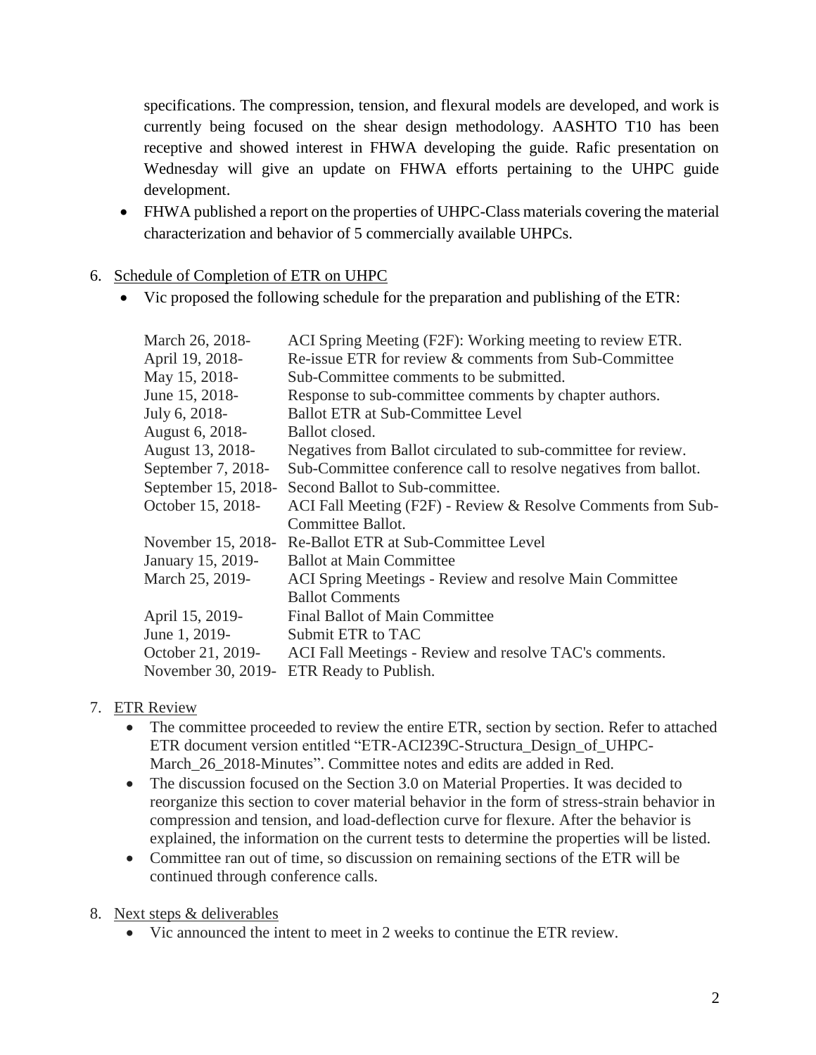specifications. The compression, tension, and flexural models are developed, and work is currently being focused on the shear design methodology. AASHTO T10 has been receptive and showed interest in FHWA developing the guide. Rafic presentation on Wednesday will give an update on FHWA efforts pertaining to the UHPC guide development.

- FHWA published a report on the properties of UHPC-Class materials covering the material characterization and behavior of 5 commercially available UHPCs.

6. Schedule of Completion of ETR on UHPC
   - Vic proposed the following schedule for the preparation and publishing of the ETR:

| | |
|---|---|
| March 26, 2018- | ACI Spring Meeting (F2F): Working meeting to review ETR. |
| April 19, 2018- | Re-issue ETR for review & comments from Sub-Committee |
| May 15, 2018- | Sub-Committee comments to be submitted. |
| June 15, 2018- | Response to sub-committee comments by chapter authors. |
| July 6, 2018- | Ballot ETR at Sub-Committee Level |
| August 6, 2018- | Ballot closed. |
| August 13, 2018- | Negatives from Ballot circulated to sub-committee for review. |
| September 7, 2018- | Sub-Committee conference call to resolve negatives from ballot. |
| September 15, 2018- | Second Ballot to Sub-committee. |
| October 15, 2018- | ACI Fall Meeting (F2F) - Review & Resolve Comments from Sub-Committee Ballot. |
| November 15, 2018- | Re-Ballot ETR at Sub-Committee Level |
| January 15, 2019- | Ballot at Main Committee |
| March 25, 2019- | ACI Spring Meetings - Review and resolve Main Committee Ballot Comments |
| April 15, 2019- | Final Ballot of Main Committee |
| June 1, 2019- | Submit ETR to TAC |
| October 21, 2019- | ACI Fall Meetings - Review and resolve TAC's comments. |
| November 30, 2019- | ETR Ready to Publish. |

7. ETR Review
   - The committee proceeded to review the entire ETR, section by section. Refer to attached ETR document version entitled "ETR-ACI239C-Structura_Design_of_UHPC-March_26_2018-Minutes". Committee notes and edits are added in Red.
   - The discussion focused on the Section 3.0 on Material Properties. It was decided to reorganize this section to cover material behavior in the form of stress-strain behavior in compression and tension, and load-deflection curve for flexure. After the behavior is explained, the information on the current tests to determine the properties will be listed.
   - Committee ran out of time, so discussion on remaining sections of the ETR will be continued through conference calls.

8. Next steps & deliverables
   - Vic announced the intent to meet in 2 weeks to continue the ETR review.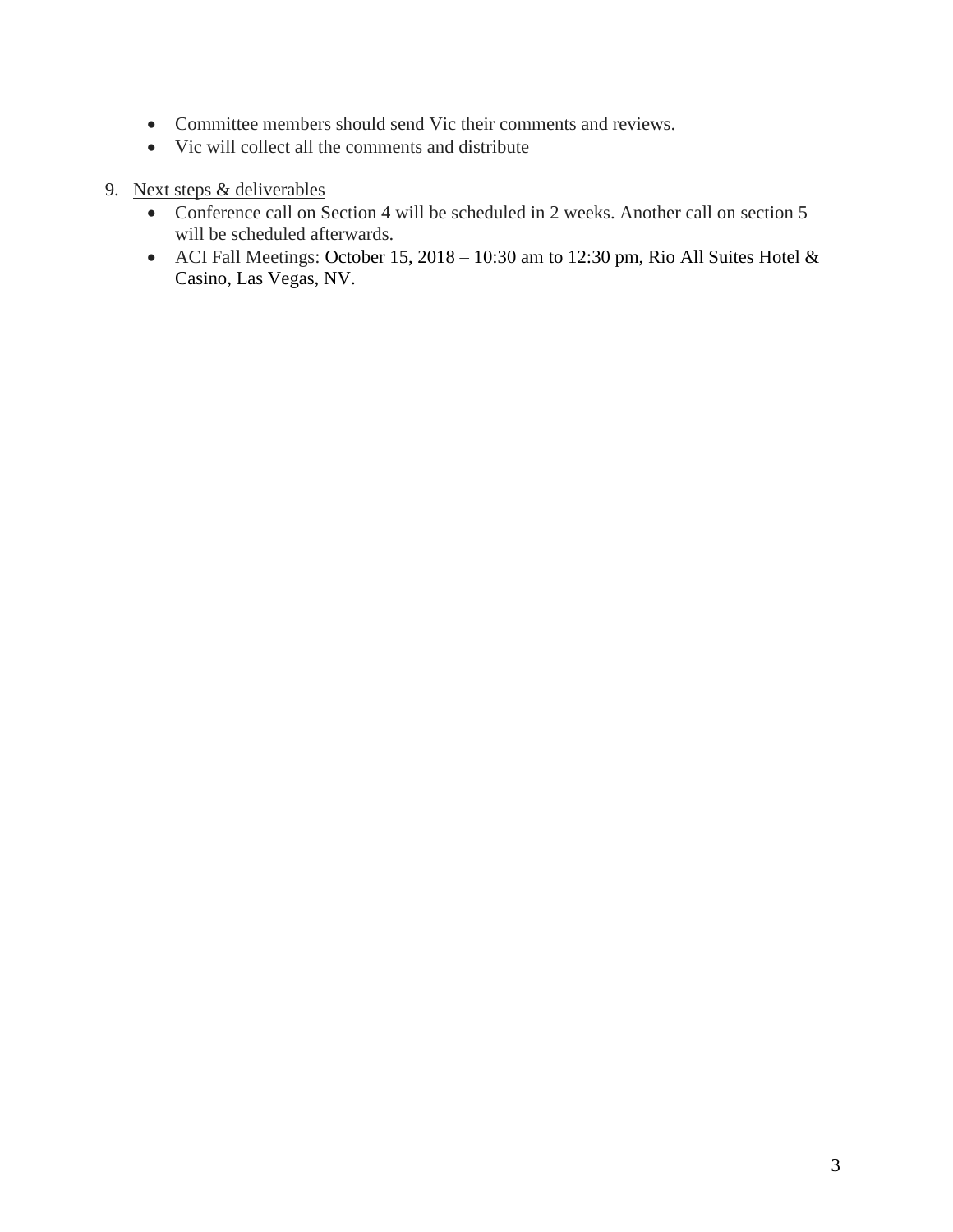- Committee members should send Vic their comments and reviews.
- Vic will collect all the comments and distribute

9. <u>Next steps & deliverables</u>
   - Conference call on Section 4 will be scheduled in 2 weeks. Another call on section 5 will be scheduled afterwards.
   - ACI Fall Meetings: October 15, 2018 – 10:30 am to 12:30 pm, Rio All Suites Hotel & Casino, Las Vegas, NV.